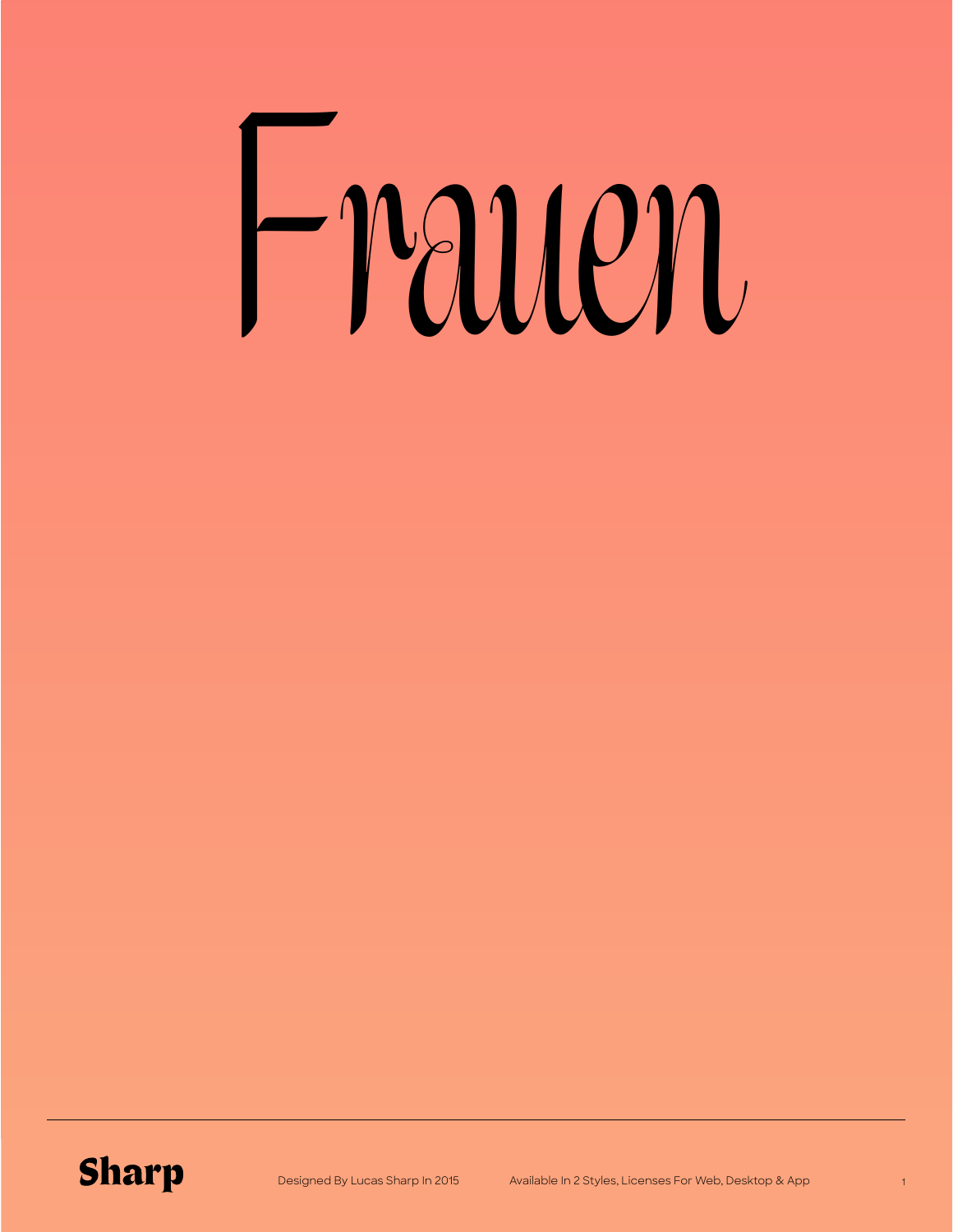# Frauen

**Sharp**

Designed By Lucas Sharp In 2015

Available In 2 Styles, Licenses For Web, Desktop & App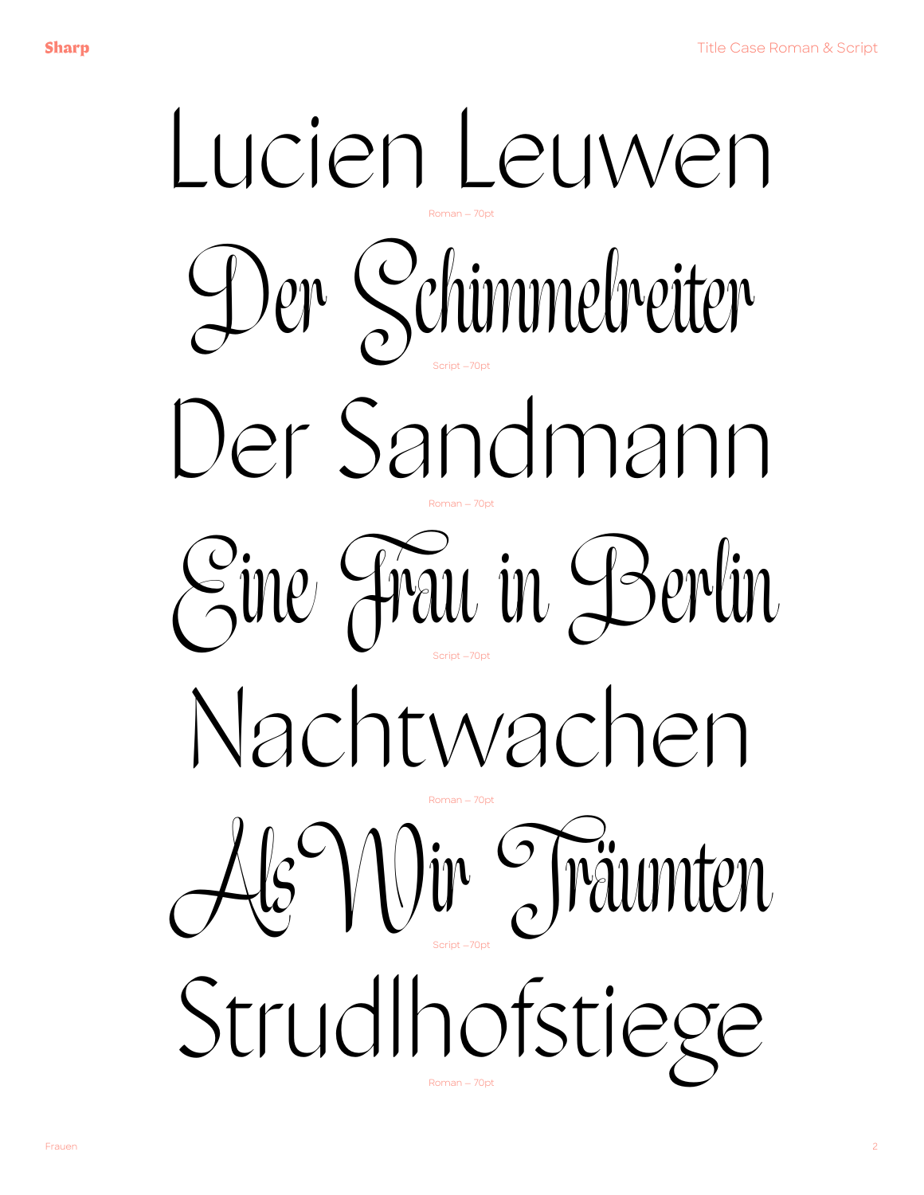Lucien Leuwen

Roman – 70pt

Der Schimmelreiter

Script –70pt

Der Sandmann

Roman – 70pt

Eine Frau in Berlin

Script –70pt

Nachtwachen

Roman – 70pt

Als Wir Träumten

Script –70pt

Strudlhofstiege

Roman – 70pt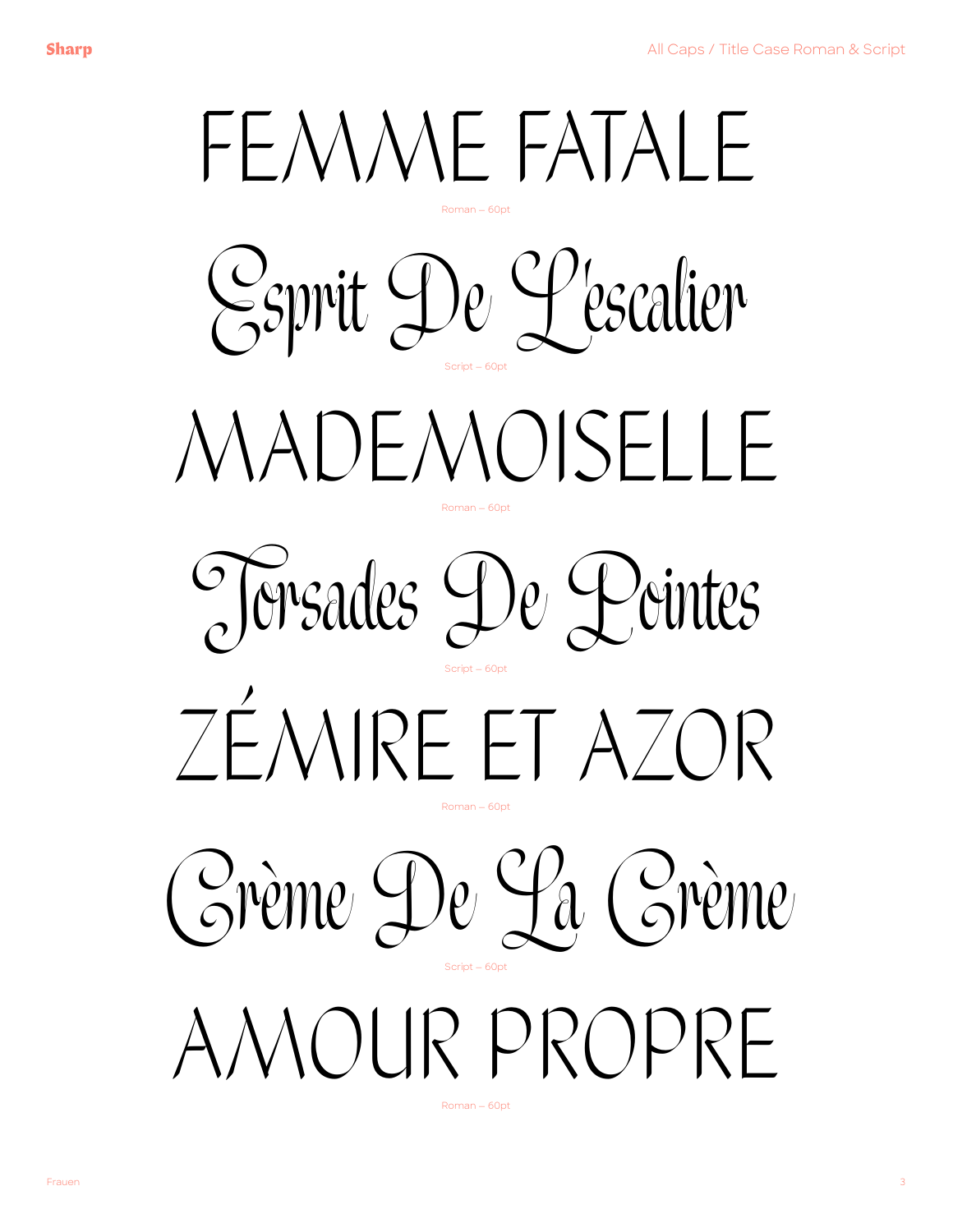FEMME FATALE

Roman – 60pt

Esprit De L'escalier

Script – 60pt

MADEMOISELLE

Roman – 60pt

Torsades De Pointes

Script – 60pt

ZÉMIRE ET AZOR

Roman – 60pt

Crème De La Crème

Script – 60pt

AMOUR PROPRE

Roman – 60pt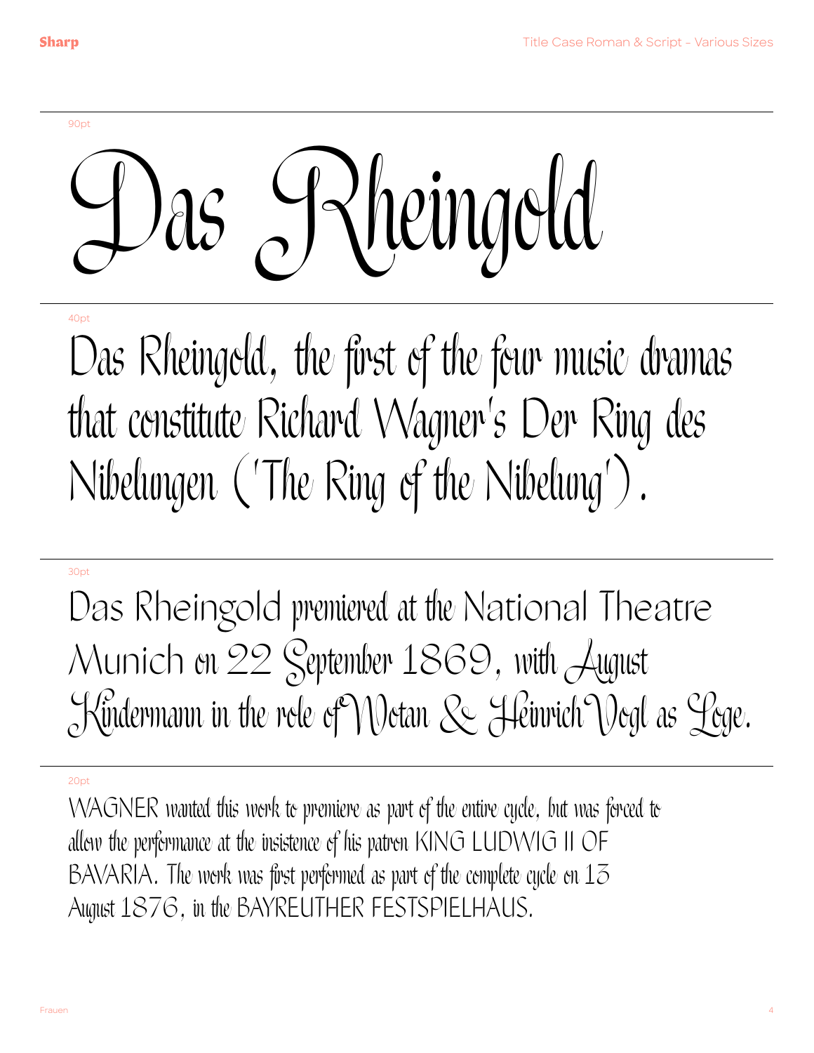90pt

# Das Rheingold

40pt

Das Rheingold, the first of the four music dramas that constitute Richard Wagner's Der Ring des Nibelungen ('The Ring of the Nibelung').

30pt

Das Rheingold premiered at the National Theatre Munich on 22 September 1869, with August Kindermann in the role of Wotan & Heinrich Vogl as Loge.

20pt

WAGNER wanted this work to premiere as part of the entire cycle, but was forced to allow the performance at the insistence of his patron KING LUDWIG II OF BAVARIA. The work was first performed as part of the complete cycle on 13 August 1876, in the BAYREUTHER FESTSPIELHAUS.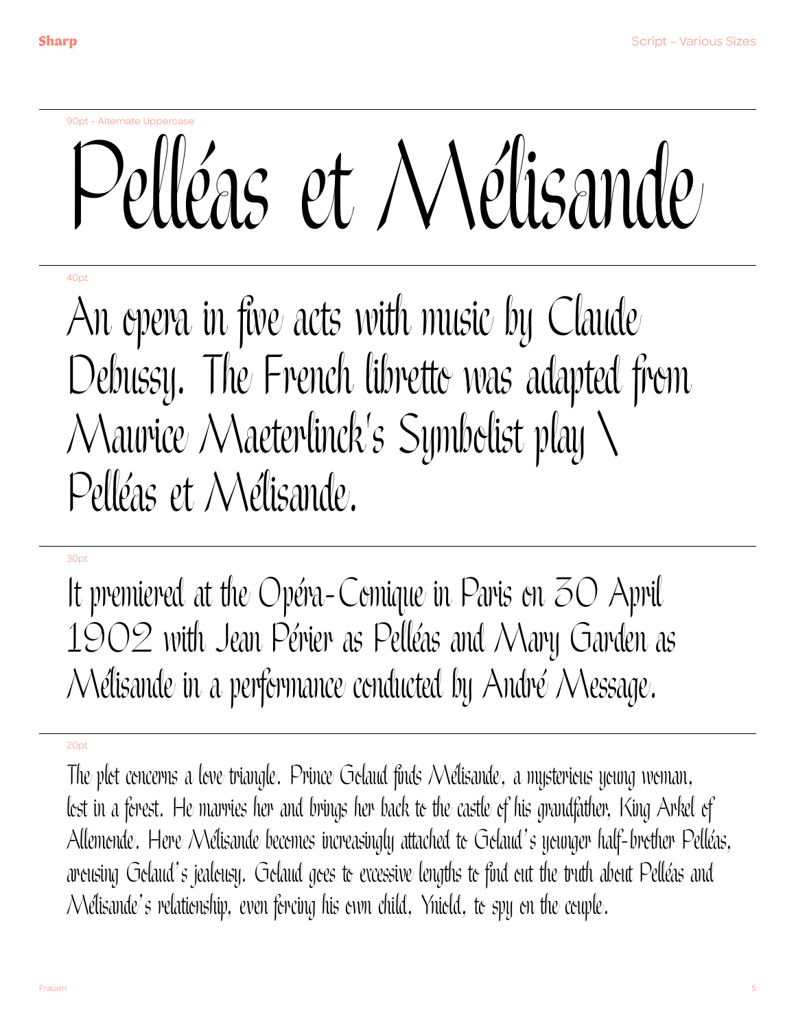90pt - Alternate Uppercase

# Pelléas et Mélisande

40pt

An opera in five acts with music by Claude Debussy. The French libretto was adapted from Maurice Maeterlinck's Symbolist play \ Pelléas et Mélisande.

30pt

It premiered at the Opéra-Comique in Paris on 30 April 1902 with Jean Périer as Pelléas and Mary Garden as Mélisande in a performance conducted by André Message.

20pt

The plot concerns a love triangle. Prince Golaud finds Mélisande, a mysterious young woman, lost in a forest. He marries her and brings her back to the castle of his grandfather, King Arkel of Allemonde. Here Mélisande becomes increasingly attached to Golaud's younger half-brother Pelléas, arousing Golaud's jealousy. Golaud goes to excessive lengths to find out the truth about Pelléas and Mélisande's relationship, even forcing his own child, Yniold, to spy on the couple.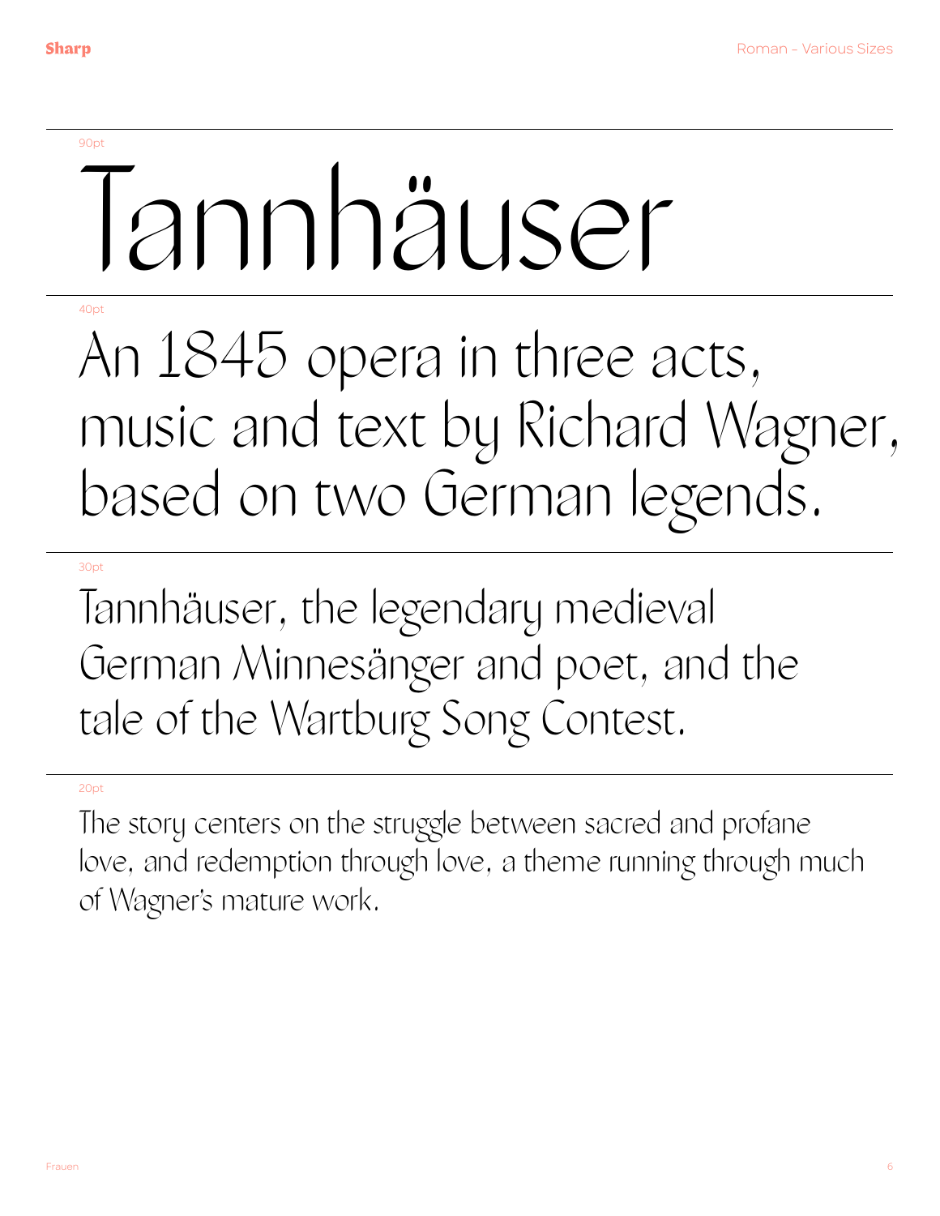90pt

# Tannhäuser

40pt

An 1845 opera in three acts, music and text by Richard Wagner, based on two German legends.

30pt

Tannhäuser, the legendary medieval German Minnesänger and poet, and the tale of the Wartburg Song Contest.

20pt

The story centers on the struggle between sacred and profane love, and redemption through love, a theme running through much of Wagner's mature work.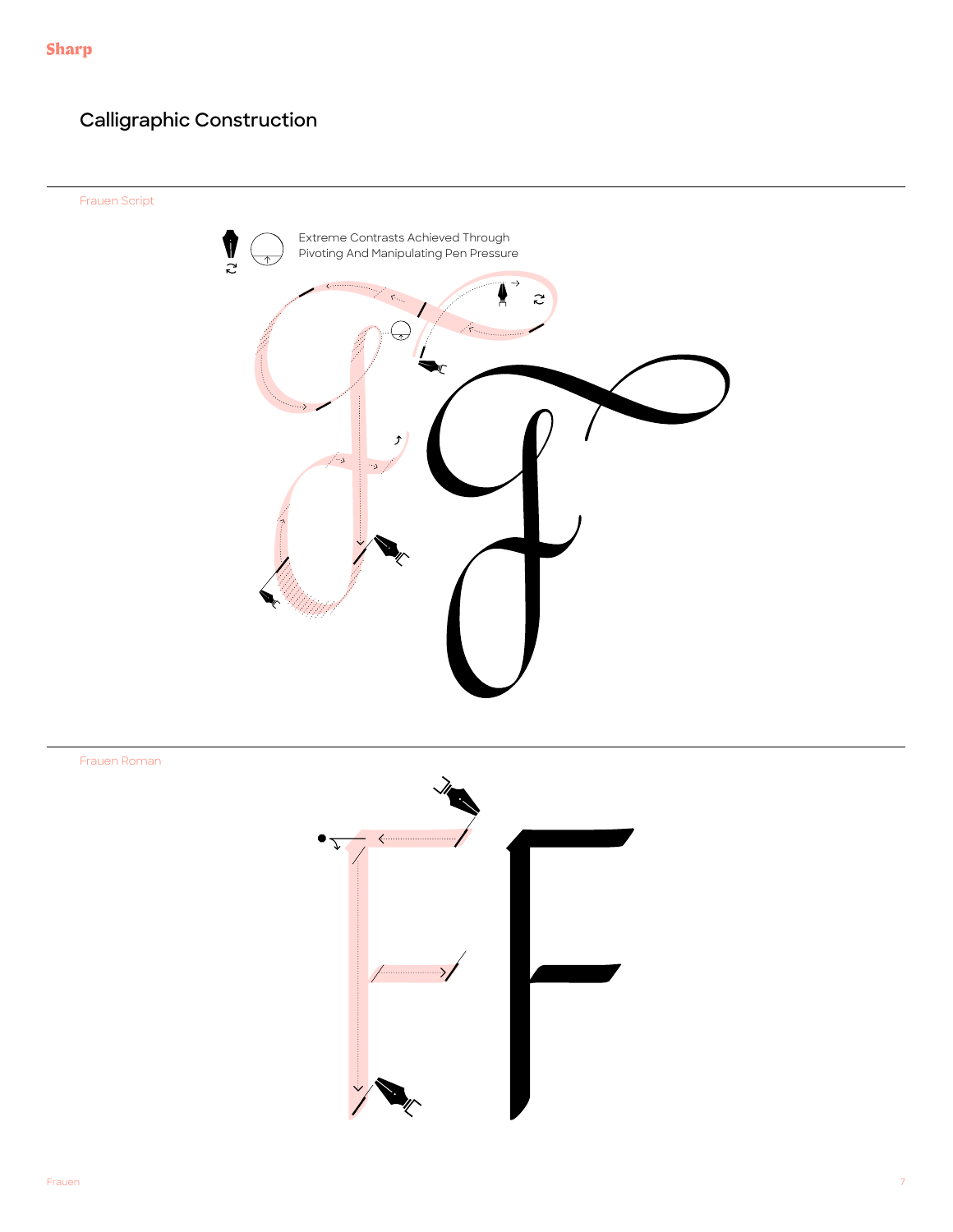# Calligraphic Construction

Frauen Script

Extreme Contrasts Achieved Through Pivoting And Manipulating Pen Pressure

Frauen Roman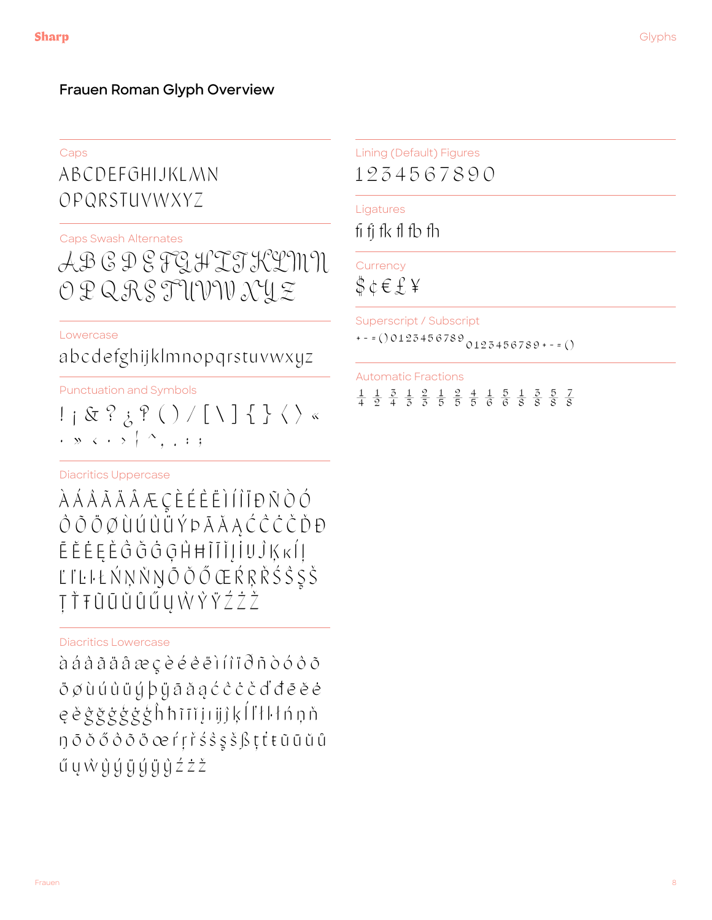# Frauen Roman Glyph Overview

## Caps

ABCDEFGHIJKLMN
OPQRSTUVWXYZ

## Caps Swash Alternates

A B C D E F G H I J K L M N
O P Q R S T U V W X Y Z

## Lowercase

abcdefghijklmnopqrstuvwxyz

## Punctuation and Symbols

! ¡ & ? ¿ ‽ ( ) / [ \ ] { } ⟨ ⟩ «
· » ‹ · › ¦ ^ , . : ;

## Diacritics Uppercase

À Á Â Ã Ä Å Æ Ç È É Ê Ë Ì Í Î Ï Ð Ñ Ò Ó
Ô Õ Ö Ø Ù Ú Û Ü Ý Þ Ā Ă Ą Ć Ĉ Ċ Č Ď Đ
Ē Ĕ Ė Ę Ě Ĝ Ğ Ġ Ģ Ĥ Ħ Ĩ Ī Ĭ Į İ Ĳ Ĵ Ķ ĸ Ĺ Ļ
Ľ Ŀ Ł Ń Ņ Ň Ŋ Ō Ŏ Ő Œ Ŕ Ŗ Ř Ś Ŝ Ş Š
Ţ Ť Ŧ Ũ Ū Ŭ Ů Ű Ų Ŵ Ŷ Ÿ Ź Ż Ž

## Diacritics Lowercase

à á â ã ä å æ ç è é ê ë ì í î ï ð ñ ò ó ô õ
ö ø ù ú û ü ý þ ÿ ā ă ą ć ĉ ċ č ď đ ē ĕ ė
ę ě ĝ ğ ġ ģ ĝ ğ ġ ĥ ħ ĩ ī ĭ į ı ĳ ĵ ķ ĺ ļ ľ ŀ ł ń ņ ň
ŋ ō ŏ ő ò ó ô œ ŕ ŗ ř ś ŝ ş š ß ţ ť ŧ ũ ū ŭ ů
ű ų ŵ ŷ ý ÿ ý ÿ ŷ ź ż ž

## Lining (Default) Figures

1 2 3 4 5 6 7 8 9 0

## Ligatures

fi fj fk fl fb fh

## Currency

$ ¢ € £ ¥

## Superscript / Subscript

$^{+-=()0123456789}$ $_{0123456789+-=()}$

## Automatic Fractions

¼ ½ ¾ ⅓ ⅔ ⅕ ⅖ ⅘ ⅙ ⅚ ⅛ ⅜ ⅝ ⅞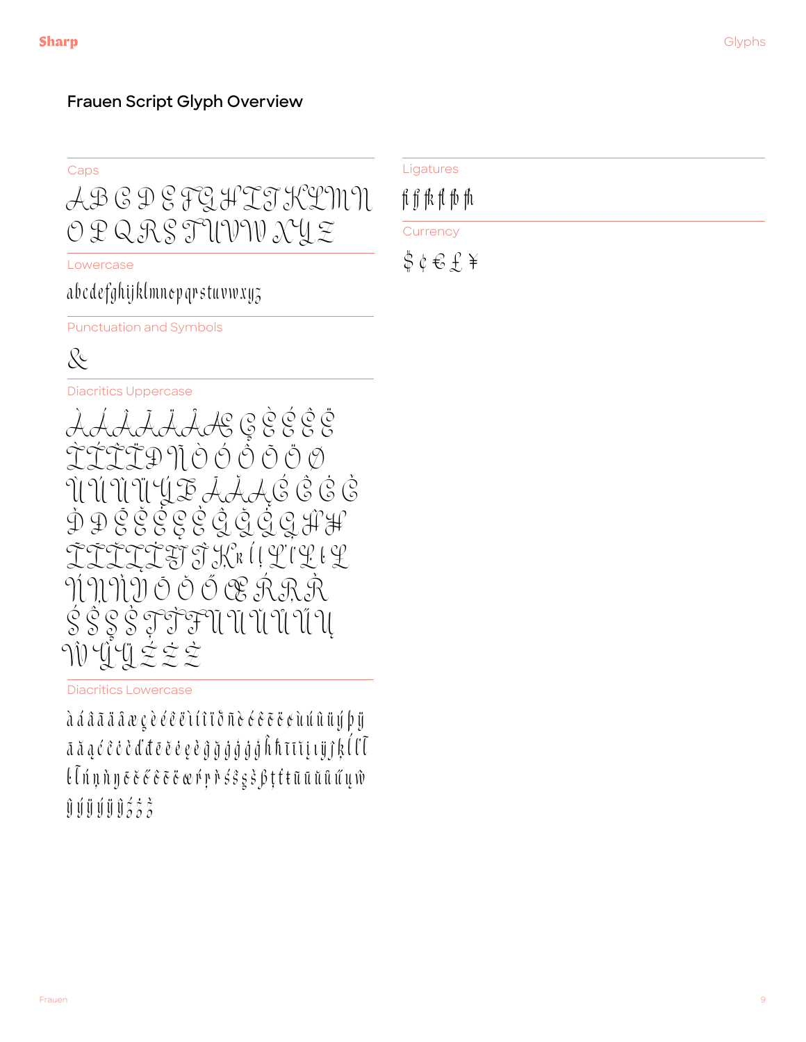# Frauen Script Glyph Overview

## Caps

A B C D E F G H I J K L M N
O P Q R S T U V W X Y Z

## Lowercase

abcdefghijklmnopqrstuvwxyz

## Punctuation and Symbols

&

## Diacritics Uppercase

À Á Â Ã Ä Å Æ Ç È É Ê Ë
Ì Í Î Ï Ð Ñ Ò Ó Ô Õ Ö Ø
Ù Ú Û Ü Ý Þ Ā Ă Ą Ć Ĉ Ċ Č
Ď Đ Ē Ĕ Ė Ę Ě Ĝ Ğ Ġ Ģ Ĥ Ħ
Ĩ Ī Ĭ Į İ Ĳ Ĵ Ķ ĸ Ĺ Ļ Ľ Ŀ Ł
Ń Ņ Ň Ŋ Ō Ŏ Ő Œ Ŕ Ŗ Ř
Ś Ŝ Ş Š Ţ Ť Ŧ Ũ Ū Ŭ Ů Ű Ų
Ŵ Ŷ Ÿ Ź Ż Ž

## Diacritics Lowercase

à á â ã ä å æ ç è é ê ë ì í î ï ð ñ ò ó ô õ ö ø ù ú û ü ý þ ÿ
ā ă ą ć ĉ ċ č ď đ ē ĕ ė ę ě ĝ ğ ġ ģ ĥ ħ ĩ ī ĭ į ı ĳ ĵ ķ ĺ ļ ľ
ŀ ł ń ņ ň ŋ ō ŏ ő œ ŕ ŗ ř ś ŝ ş š ß ţ ť ŧ ũ ū ŭ ů ű ų ŵ
ŷ ý ÿ ý ÿ ŷ ź ż ž

## Ligatures

fi fj fk fl fb fh

## Currency

$ ¢ € £ ¥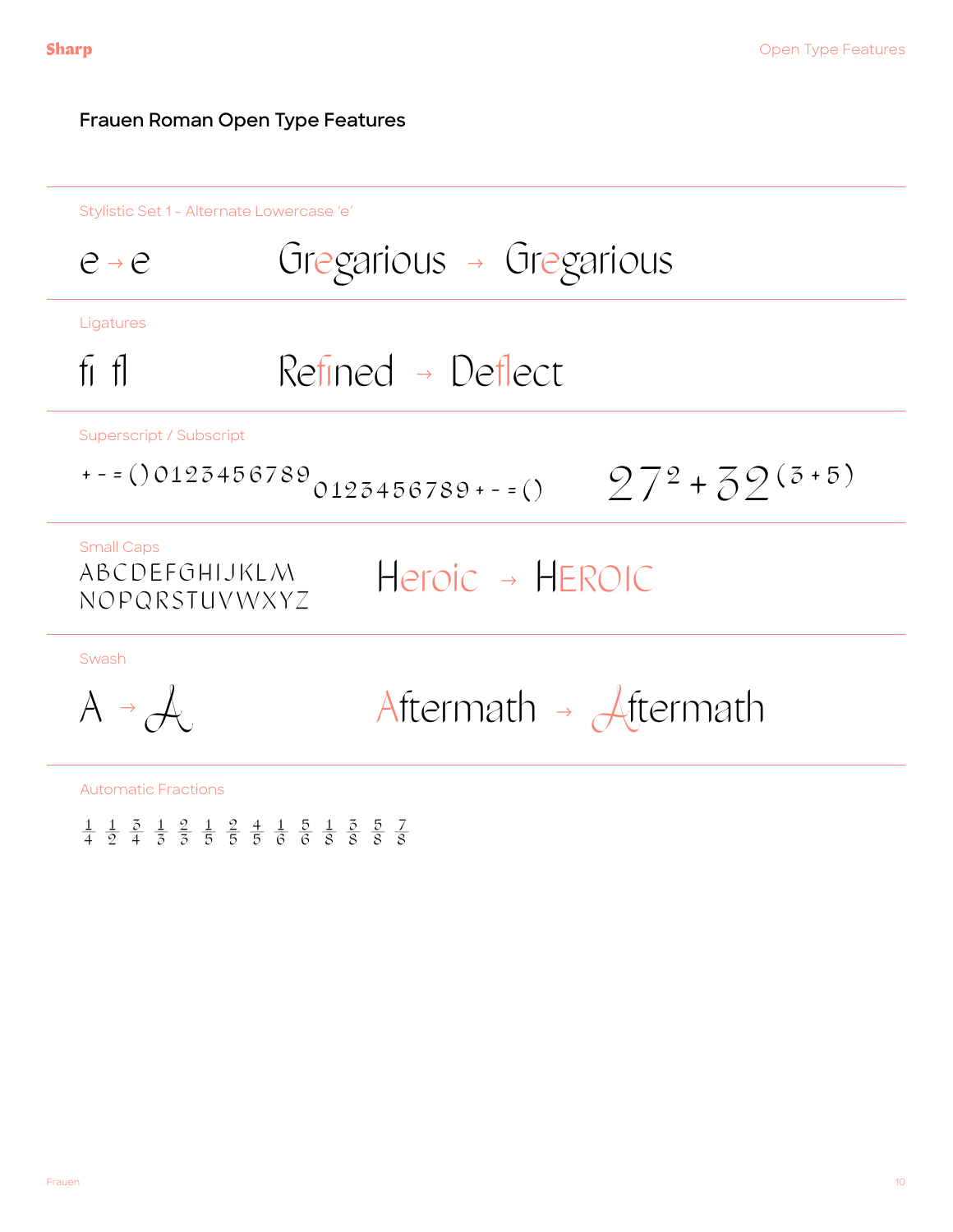## Frauen Roman Open Type Features

Stylistic Set 1 – Alternate Lowercase 'e'

e → e    Gregarious → Gregarious

Ligatures

fi fl    Refined → Deflect

Superscript / Subscript

+ - = ( ) 0123456789 0123456789 + - = ( )    $27^2 + 32^{(3+5)}$

Small Caps

ABCDEFGHIJKLM
NOPQRSTUVWXYZ

Heroic → HEROIC

Swash

A → A    Aftermath → Aftermath

Automatic Fractions

1/4 1/2 3/4 1/3 2/3 1/5 2/5 4/5 1/6 5/6 1/8 3/8 5/8 7/8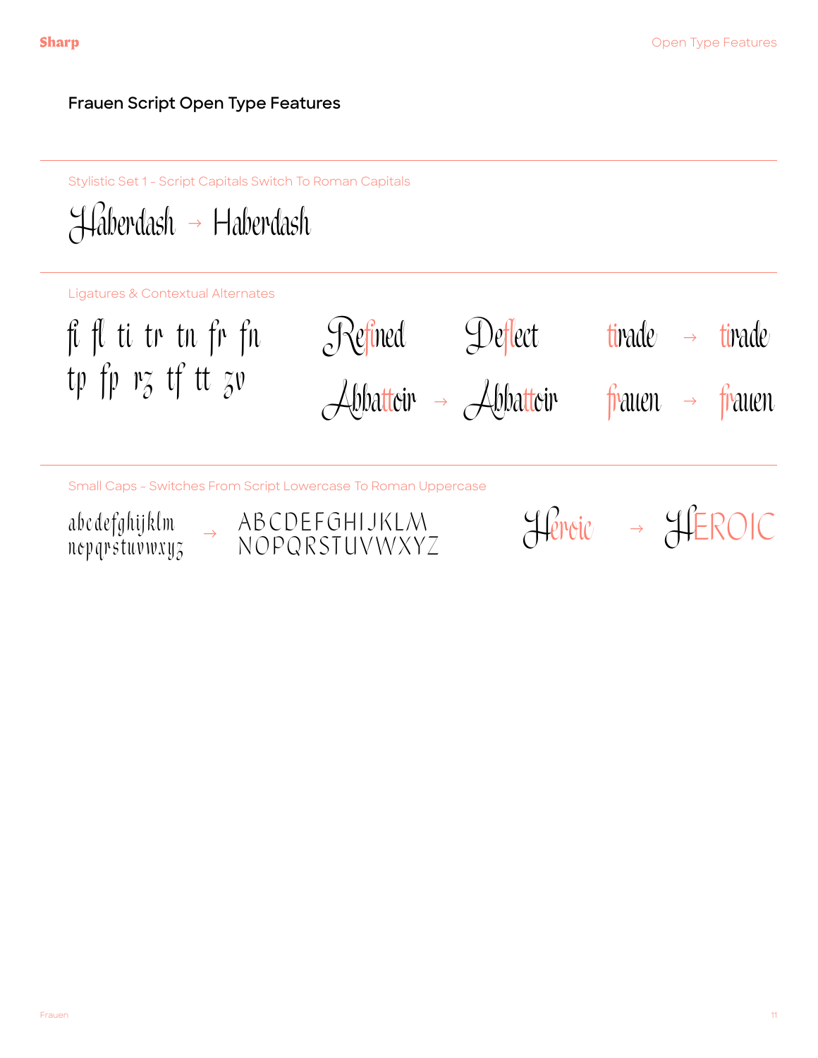## Frauen Script Open Type Features

Stylistic Set 1 – Script Capitals Switch To Roman Capitals

Haberdash → Haberdash

Ligatures & Contextual Alternates

fi fl ti tr tn fr fn
tp fp rz tf tt zv

Refined Deflect tirade → tirade

Abbattoir → Abbattoir frauen → frauen

Small Caps – Switches From Script Lowercase To Roman Uppercase

abcdefghijklm
nopqrstuvwxyz
→
ABCDEFGHIJKLM
NOPQRSTUVWXYZ

Heroic → HEROIC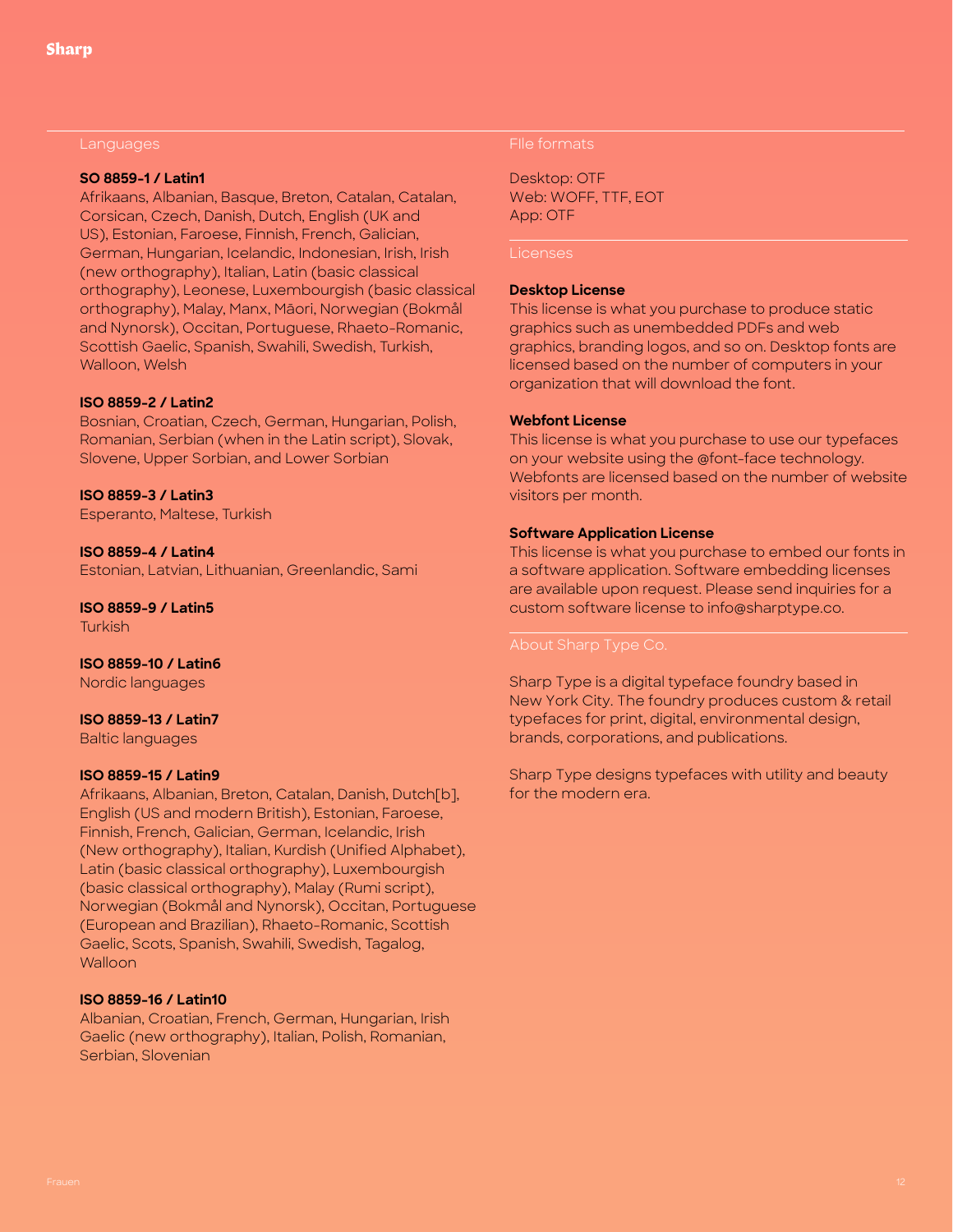## Languages

**SO 8859-1 / Latin1**
Afrikaans, Albanian, Basque, Breton, Catalan, Catalan, Corsican, Czech, Danish, Dutch, English (UK and US), Estonian, Faroese, Finnish, French, Galician, German, Hungarian, Icelandic, Indonesian, Irish, Irish (new orthography), Italian, Latin (basic classical orthography), Leonese, Luxembourgish (basic classical orthography), Malay, Manx, Māori, Norwegian (Bokmål and Nynorsk), Occitan, Portuguese, Rhaeto-Romanic, Scottish Gaelic, Spanish, Swahili, Swedish, Turkish, Walloon, Welsh

**ISO 8859-2 / Latin2**
Bosnian, Croatian, Czech, German, Hungarian, Polish, Romanian, Serbian (when in the Latin script), Slovak, Slovene, Upper Sorbian, and Lower Sorbian

**ISO 8859-3 / Latin3**
Esperanto, Maltese, Turkish

**ISO 8859-4 / Latin4**
Estonian, Latvian, Lithuanian, Greenlandic, Sami

**ISO 8859-9 / Latin5**
Turkish

**ISO 8859-10 / Latin6**
Nordic languages

**ISO 8859-13 / Latin7**
Baltic languages

**ISO 8859-15 / Latin9**
Afrikaans, Albanian, Breton, Catalan, Danish, Dutch[b], English (US and modern British), Estonian, Faroese, Finnish, French, Galician, German, Icelandic, Irish (New orthography), Italian, Kurdish (Unified Alphabet), Latin (basic classical orthography), Luxembourgish (basic classical orthography), Malay (Rumi script), Norwegian (Bokmål and Nynorsk), Occitan, Portuguese (European and Brazilian), Rhaeto-Romanic, Scottish Gaelic, Scots, Spanish, Swahili, Swedish, Tagalog, Walloon

**ISO 8859-16 / Latin10**
Albanian, Croatian, French, German, Hungarian, Irish Gaelic (new orthography), Italian, Polish, Romanian, Serbian, Slovenian

## FIle formats

Desktop: OTF
Web: WOFF, TTF, EOT
App: OTF

## Licenses

**Desktop License**
This license is what you purchase to produce static graphics such as unembedded PDFs and web graphics, branding logos, and so on. Desktop fonts are licensed based on the number of computers in your organization that will download the font.

**Webfont License**
This license is what you purchase to use our typefaces on your website using the @font-face technology. Webfonts are licensed based on the number of website visitors per month.

**Software Application License**
This license is what you purchase to embed our fonts in a software application. Software embedding licenses are available upon request. Please send inquiries for a custom software license to info@sharptype.co.

## About Sharp Type Co.

Sharp Type is a digital typeface foundry based in New York City. The foundry produces custom & retail typefaces for print, digital, environmental design, brands, corporations, and publications.

Sharp Type designs typefaces with utility and beauty for the modern era.